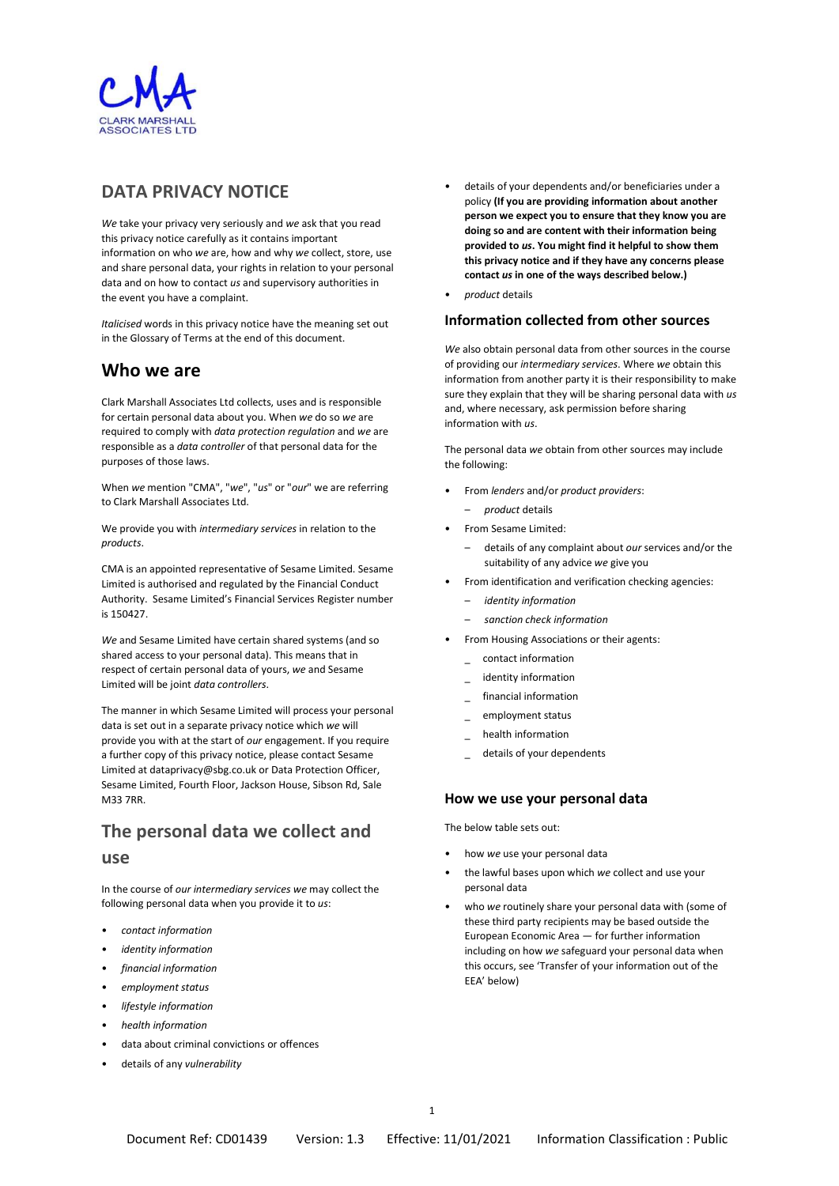# DATA PRIVACY NOTICE

*We* take your privacy very seriously and *we* ask that you read this privacy notice carefully as it contains important information on who *we* are, how and why *we* collect, store, use and share personal data, your rights in relation to your personal data and on how to contact *us* and supervisory authorities in the event you have a complaint.

*Italicised* words in this privacy notice have the meaning set out in the Glossary of Terms at the end of this document.

## Who we are

Clark Marshall Associates Ltd collects, uses and is responsible for certain personal data about you. When *we* do so *we* are required to comply with *data protection regulation* and *we* are responsible as a *data controller* of that personal data for the purposes of those laws.

When *we* mention "CMA", "*we*", "*us*" or "*our*" we are referring to Clark Marshall Associates Ltd.

We provide you with *intermediary services* in relation to the *products*.

CMA is an appointed representative of Sesame Limited. Sesame Limited is authorised and regulated by the Financial Conduct Authority. Sesame Limited's Financial Services Register number is 150427.

*We* and Sesame Limited have certain shared systems (and so shared access to your personal data). This means that in respect of certain personal data of yours, *we* and Sesame Limited will be joint *data controllers*.

The manner in which Sesame Limited will process your personal data is set out in a separate privacy notice which *we* will provide you with at the start of *our* engagement. If you require a further copy of this privacy notice, please contact Sesame Limited at dataprivacy@sbg.co.uk or Data Protection Officer, Sesame Limited, Fourth Floor, Jackson House, Sibson Rd, Sale M33 7RR.

## The personal data we collect and use

In the course of *our intermediary services we* may collect the following personal data when you provide it to *us*:

- *contact information*
- *identity information*
- *financial information*
- *employment status*
- *lifestyle information*
- *health information*
- data about criminal convictions or offences
- details of any *vulnerability*
- details of your dependents and/or beneficiaries under a policy **(If you are providing information about another person we expect you to ensure that they know you are doing so and are content with their information being provided to *us*. You might find it helpful to show them this privacy notice and if they have any concerns please contact *us* in one of the ways described below.)**
- *product* details

### Information collected from other sources

*We* also obtain personal data from other sources in the course of providing our *intermediary services*. Where *we* obtain this information from another party it is their responsibility to make sure they explain that they will be sharing personal data with *us* and, where necessary, ask permission before sharing information with *us*.

The personal data *we* obtain from other sources may include the following:

- From *lenders* and/or *product providers*:
  - *product* details
- From Sesame Limited:
  - details of any complaint about *our* services and/or the suitability of any advice *we* give you
- From identification and verification checking agencies:
  - *identity information*
  - *sanction check information*
- From Housing Associations or their agents:
  - contact information
  - identity information
  - financial information
  - employment status
  - health information
  - details of your dependents

### How we use your personal data

The below table sets out:

- how *we* use your personal data
- the lawful bases upon which *we* collect and use your personal data
- who *we* routinely share your personal data with (some of these third party recipients may be based outside the European Economic Area — for further information including on how *we* safeguard your personal data when this occurs, see 'Transfer of your information out of the EEA' below)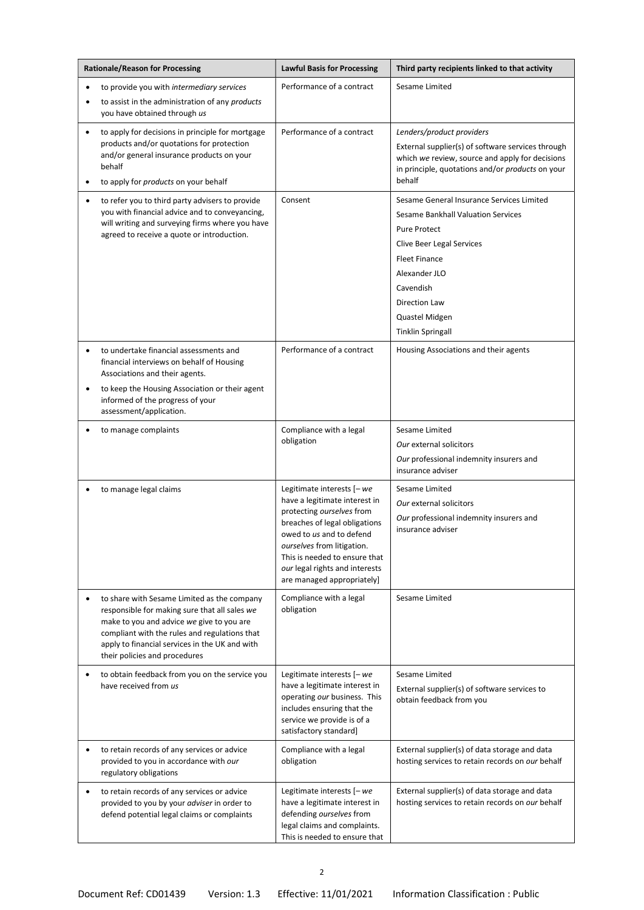| Rationale/Reason for Processing | Lawful Basis for Processing | Third party recipients linked to that activity |
|---|---|---|
| • to provide you with *intermediary services*<br>• to assist in the administration of any *products* you have obtained through *us* | Performance of a contract | Sesame Limited |
| • to apply for decisions in principle for mortgage products and/or quotations for protection and/or general insurance products on your behalf<br>• to apply for *products* on your behalf | Performance of a contract | *Lenders/product providers*<br>External supplier(s) of software services through which *we* review, source and apply for decisions in principle, quotations and/or *products* on your behalf |
| • to refer you to third party advisers to provide you with financial advice and to conveyancing, will writing and surveying firms where you have agreed to receive a quote or introduction. | Consent | Sesame General Insurance Services Limited<br>Sesame Bankhall Valuation Services<br>Pure Protect<br>Clive Beer Legal Services<br>Fleet Finance<br>Alexander JLO<br>Cavendish<br>Direction Law<br>Quastel Midgen<br>Tinklin Springall |
| • to undertake financial assessments and financial interviews on behalf of Housing Associations and their agents.<br>• to keep the Housing Association or their agent informed of the progress of your assessment/application. | Performance of a contract | Housing Associations and their agents |
| • to manage complaints | Compliance with a legal obligation | Sesame Limited<br>*Our* external solicitors<br>*Our* professional indemnity insurers and insurance adviser |
| • to manage legal claims | Legitimate interests [– *we* have a legitimate interest in protecting *ourselves* from breaches of legal obligations owed to *us* and to defend *ourselves* from litigation. This is needed to ensure that *our* legal rights and interests are managed appropriately] | Sesame Limited<br>*Our* external solicitors<br>*Our* professional indemnity insurers and insurance adviser |
| • to share with Sesame Limited as the company responsible for making sure that all sales *we* make to you and advice *we* give to you are compliant with the rules and regulations that apply to financial services in the UK and with their policies and procedures | Compliance with a legal obligation | Sesame Limited |
| • to obtain feedback from you on the service you have received from *us* | Legitimate interests [– *we* have a legitimate interest in operating *our* business. This includes ensuring that the service we provide is of a satisfactory standard] | Sesame Limited<br>External supplier(s) of software services to obtain feedback from you |
| • to retain records of any services or advice provided to you in accordance with *our* regulatory obligations | Compliance with a legal obligation | External supplier(s) of data storage and data hosting services to retain records on *our* behalf |
| • to retain records of any services or advice provided to you by your *adviser* in order to defend potential legal claims or complaints | Legitimate interests [– *we* have a legitimate interest in defending *ourselves* from legal claims and complaints. This is needed to ensure that | External supplier(s) of data storage and data hosting services to retain records on *our* behalf |

Document Ref: CD01439 Version: 1.3 Effective: 11/01/2021 Information Classification : Public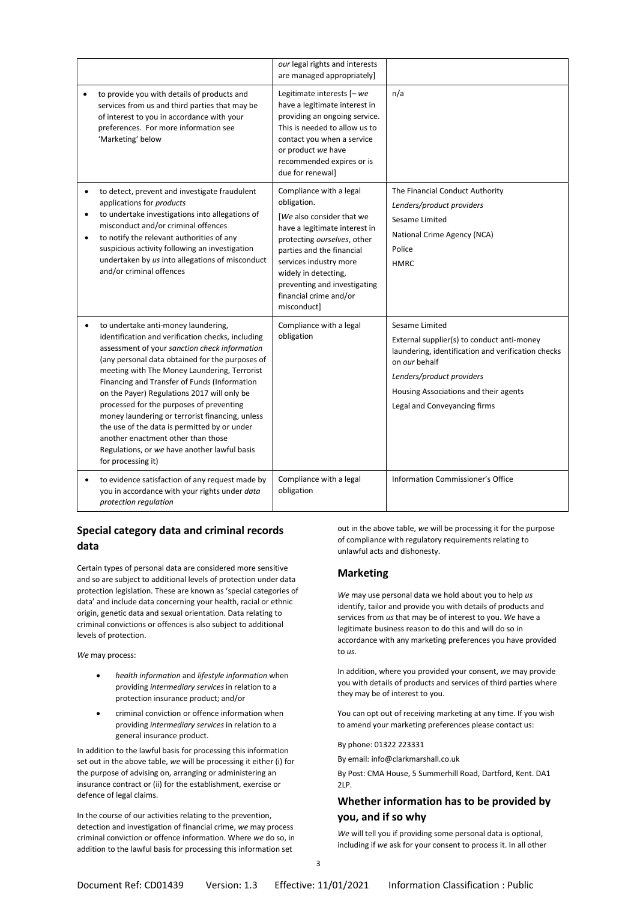| | | |
|---|---|---|
| | *our* legal rights and interests are managed appropriately] | |
| • to provide you with details of products and services from us and third parties that may be of interest to you in accordance with your preferences. For more information see 'Marketing' below | Legitimate interests [– *we* have a legitimate interest in providing an ongoing service. This is needed to allow us to contact you when a service or product *we* have recommended expires or is due for renewal] | n/a |
| • to detect, prevent and investigate fraudulent applications for *products*<br>• to undertake investigations into allegations of misconduct and/or criminal offences<br>• to notify the relevant authorities of any suspicious activity following an investigation undertaken by *us* into allegations of misconduct and/or criminal offences | Compliance with a legal obligation.<br>[*We* also consider that we have a legitimate interest in protecting *ourselves*, other parties and the financial services industry more widely in detecting, preventing and investigating financial crime and/or misconduct] | The Financial Conduct Authority<br>*Lenders/product providers*<br>Sesame Limited<br>National Crime Agency (NCA)<br>Police<br>HMRC |
| • to undertake anti-money laundering, identification and verification checks, including assessment of your *sanction check information* (any personal data obtained for the purposes of meeting with The Money Laundering, Terrorist Financing and Transfer of Funds (Information on the Payer) Regulations 2017 will only be processed for the purposes of preventing money laundering or terrorist financing, unless the use of the data is permitted by or under another enactment other than those Regulations, or *we* have another lawful basis for processing it) | Compliance with a legal obligation | Sesame Limited<br>External supplier(s) to conduct anti-money laundering, identification and verification checks on *our* behalf<br>*Lenders/product providers*<br>Housing Associations and their agents<br>Legal and Conveyancing firms |
| • to evidence satisfaction of any request made by you in accordance with your rights under *data protection regulation* | Compliance with a legal obligation | Information Commissioner's Office |

## Special category data and criminal records data

Certain types of personal data are considered more sensitive and so are subject to additional levels of protection under data protection legislation. These are known as 'special categories of data' and include data concerning your health, racial or ethnic origin, genetic data and sexual orientation. Data relating to criminal convictions or offences is also subject to additional levels of protection.

*We* may process:

- *health information* and *lifestyle information* when providing *intermediary services* in relation to a protection insurance product; and/or
- criminal conviction or offence information when providing *intermediary services* in relation to a general insurance product.

In addition to the lawful basis for processing this information set out in the above table, *we* will be processing it either (i) for the purpose of advising on, arranging or administering an insurance contract or (ii) for the establishment, exercise or defence of legal claims.

In the course of our activities relating to the prevention, detection and investigation of financial crime, *we* may process criminal conviction or offence information. Where *we* do so, in addition to the lawful basis for processing this information set out in the above table, *we* will be processing it for the purpose of compliance with regulatory requirements relating to unlawful acts and dishonesty.

## Marketing

*We* may use personal data we hold about you to help *us* identify, tailor and provide you with details of products and services from *us* that may be of interest to you. *We* have a legitimate business reason to do this and will do so in accordance with any marketing preferences you have provided to *us*.

In addition, where you provided your consent, *we* may provide you with details of products and services of third parties where they may be of interest to you.

You can opt out of receiving marketing at any time. If you wish to amend your marketing preferences please contact us:

By phone: 01322 223331

By email: info@clarkmarshall.co.uk

By Post: CMA House, 5 Summerhill Road, Dartford, Kent. DA1 2LP.

## Whether information has to be provided by you, and if so why

*We* will tell you if providing some personal data is optional, including if *we* ask for your consent to process it. In all other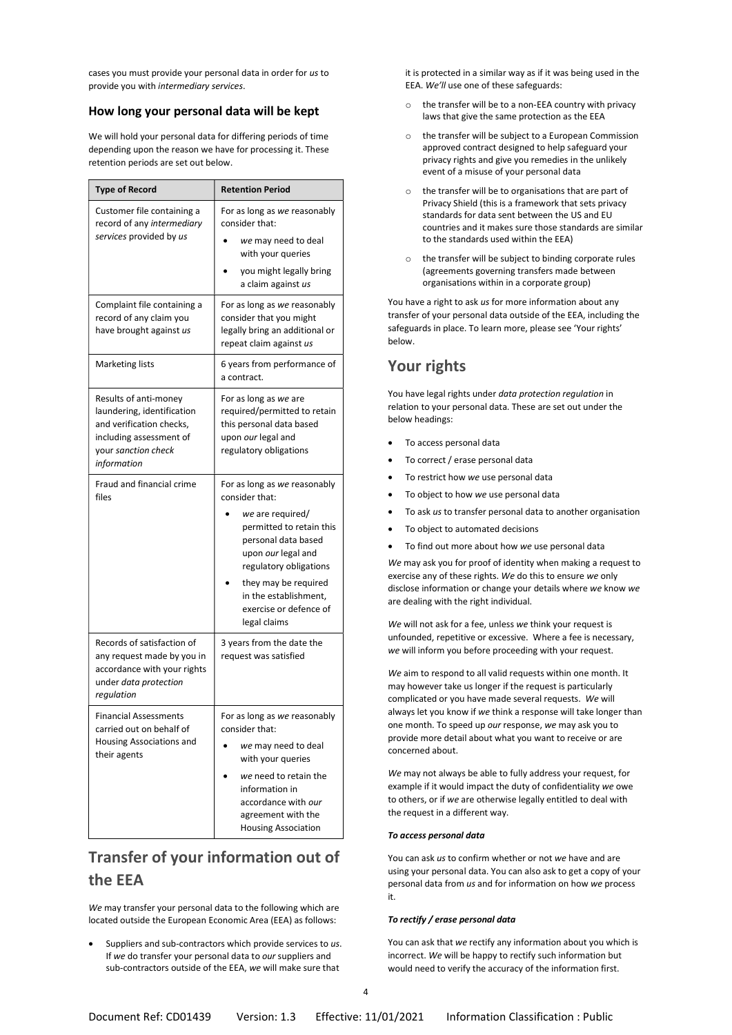cases you must provide your personal data in order for *us* to provide you with *intermediary services*.

### How long your personal data will be kept

We will hold your personal data for differing periods of time depending upon the reason we have for processing it. These retention periods are set out below.

| Type of Record | Retention Period |
|---|---|
| Customer file containing a record of any *intermediary services* provided by *us* | For as long as *we* reasonably consider that:<br>• *we* may need to deal with your queries<br>• you might legally bring a claim against *us* |
| Complaint file containing a record of any claim you have brought against *us* | For as long as *we* reasonably consider that you might legally bring an additional or repeat claim against *us* |
| Marketing lists | 6 years from performance of a contract. |
| Results of anti-money laundering, identification and verification checks, including assessment of your *sanction check information* | For as long as *we* are required/permitted to retain this personal data based upon *our* legal and regulatory obligations |
| Fraud and financial crime files | For as long as *we* reasonably consider that:<br>• *we* are required/ permitted to retain this personal data based upon *our* legal and regulatory obligations<br>• they may be required in the establishment, exercise or defence of legal claims |
| Records of satisfaction of any request made by you in accordance with your rights under *data protection regulation* | 3 years from the date the request was satisfied |
| Financial Assessments carried out on behalf of Housing Associations and their agents | For as long as *we* reasonably consider that:<br>• *we* may need to deal with your queries<br>• *we* need to retain the information in accordance with *our* agreement with the Housing Association |

## Transfer of your information out of the EEA

*We* may transfer your personal data to the following which are located outside the European Economic Area (EEA) as follows:

- Suppliers and sub-contractors which provide services to *us*. If *we* do transfer your personal data to *our* suppliers and sub-contractors outside of the EEA, *we* will make sure that it is protected in a similar way as if it was being used in the EEA. *We'll* use one of these safeguards:
  - the transfer will be to a non-EEA country with privacy laws that give the same protection as the EEA
  - the transfer will be subject to a European Commission approved contract designed to help safeguard your privacy rights and give you remedies in the unlikely event of a misuse of your personal data
  - the transfer will be to organisations that are part of Privacy Shield (this is a framework that sets privacy standards for data sent between the US and EU countries and it makes sure those standards are similar to the standards used within the EEA)
  - the transfer will be subject to binding corporate rules (agreements governing transfers made between organisations within in a corporate group)

You have a right to ask *us* for more information about any transfer of your personal data outside of the EEA, including the safeguards in place. To learn more, please see 'Your rights' below.

## Your rights

You have legal rights under *data protection regulation* in relation to your personal data. These are set out under the below headings:

- To access personal data
- To correct / erase personal data
- To restrict how *we* use personal data
- To object to how *we* use personal data
- To ask *us* to transfer personal data to another organisation
- To object to automated decisions
- To find out more about how *we* use personal data

*We* may ask you for proof of identity when making a request to exercise any of these rights. *We* do this to ensure *we* only disclose information or change your details where *we* know *we* are dealing with the right individual.

*We* will not ask for a fee, unless *we* think your request is unfounded, repetitive or excessive. Where a fee is necessary, *we* will inform you before proceeding with your request.

*We* aim to respond to all valid requests within one month. It may however take us longer if the request is particularly complicated or you have made several requests. *We* will always let you know if *we* think a response will take longer than one month. To speed up *our* response, *we* may ask you to provide more detail about what you want to receive or are concerned about.

*We* may not always be able to fully address your request, for example if it would impact the duty of confidentiality *we* owe to others, or if *we* are otherwise legally entitled to deal with the request in a different way.

***To access personal data***

You can ask *us* to confirm whether or not *we* have and are using your personal data. You can also ask to get a copy of your personal data from *us* and for information on how *we* process it.

***To rectify / erase personal data***

You can ask that *we* rectify any information about you which is incorrect. *We* will be happy to rectify such information but would need to verify the accuracy of the information first.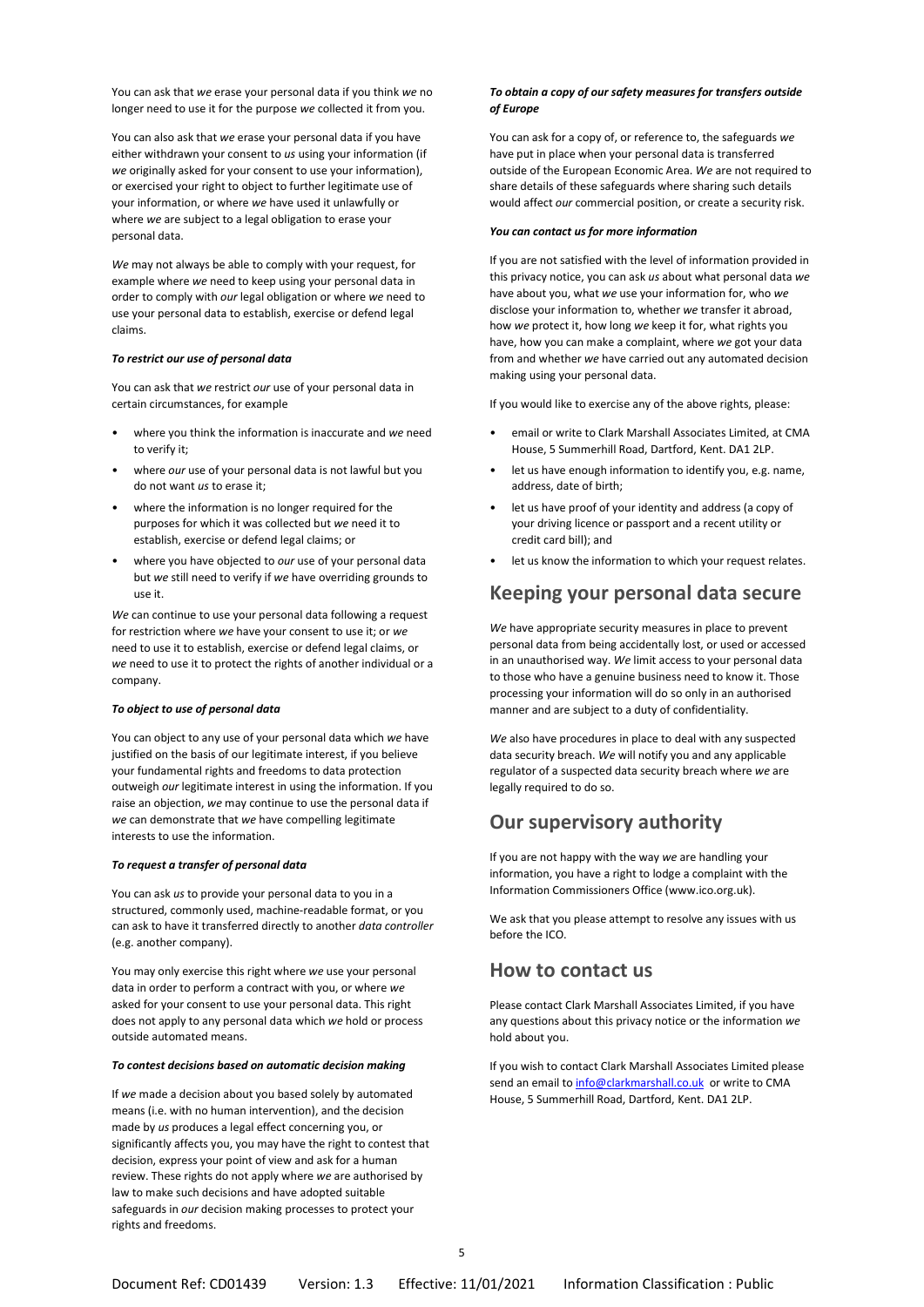You can ask that *we* erase your personal data if you think *we* no longer need to use it for the purpose *we* collected it from you.

You can also ask that *we* erase your personal data if you have either withdrawn your consent to *us* using your information (if *we* originally asked for your consent to use your information), or exercised your right to object to further legitimate use of your information, or where *we* have used it unlawfully or where *we* are subject to a legal obligation to erase your personal data.

*We* may not always be able to comply with your request, for example where *we* need to keep using your personal data in order to comply with *our* legal obligation or where *we* need to use your personal data to establish, exercise or defend legal claims.

***To restrict our use of personal data***

You can ask that *we* restrict *our* use of your personal data in certain circumstances, for example

- where you think the information is inaccurate and *we* need to verify it;
- where *our* use of your personal data is not lawful but you do not want *us* to erase it;
- where the information is no longer required for the purposes for which it was collected but *we* need it to establish, exercise or defend legal claims; or
- where you have objected to *our* use of your personal data but *we* still need to verify if *we* have overriding grounds to use it.

*We* can continue to use your personal data following a request for restriction where *we* have your consent to use it; or *we* need to use it to establish, exercise or defend legal claims, or *we* need to use it to protect the rights of another individual or a company.

***To object to use of personal data***

You can object to any use of your personal data which *we* have justified on the basis of our legitimate interest, if you believe your fundamental rights and freedoms to data protection outweigh *our* legitimate interest in using the information. If you raise an objection, *we* may continue to use the personal data if *we* can demonstrate that *we* have compelling legitimate interests to use the information.

***To request a transfer of personal data***

You can ask *us* to provide your personal data to you in a structured, commonly used, machine-readable format, or you can ask to have it transferred directly to another *data controller* (e.g. another company).

You may only exercise this right where *we* use your personal data in order to perform a contract with you, or where *we* asked for your consent to use your personal data. This right does not apply to any personal data which *we* hold or process outside automated means.

***To contest decisions based on automatic decision making***

If *we* made a decision about you based solely by automated means (i.e. with no human intervention), and the decision made by *us* produces a legal effect concerning you, or significantly affects you, you may have the right to contest that decision, express your point of view and ask for a human review. These rights do not apply where *we* are authorised by law to make such decisions and have adopted suitable safeguards in *our* decision making processes to protect your rights and freedoms.

***To obtain a copy of our safety measures for transfers outside of Europe***

You can ask for a copy of, or reference to, the safeguards *we* have put in place when your personal data is transferred outside of the European Economic Area. *We* are not required to share details of these safeguards where sharing such details would affect *our* commercial position, or create a security risk.

***You can contact us for more information***

If you are not satisfied with the level of information provided in this privacy notice, you can ask *us* about what personal data *we* have about you, what *we* use your information for, who *we* disclose your information to, whether *we* transfer it abroad, how *we* protect it, how long *we* keep it for, what rights you have, how you can make a complaint, where *we* got your data from and whether *we* have carried out any automated decision making using your personal data.

If you would like to exercise any of the above rights, please:

- email or write to Clark Marshall Associates Limited, at CMA House, 5 Summerhill Road, Dartford, Kent. DA1 2LP.
- let us have enough information to identify you, e.g. name, address, date of birth;
- let us have proof of your identity and address (a copy of your driving licence or passport and a recent utility or credit card bill); and
- let us know the information to which your request relates.

## Keeping your personal data secure

*We* have appropriate security measures in place to prevent personal data from being accidentally lost, or used or accessed in an unauthorised way. *We* limit access to your personal data to those who have a genuine business need to know it. Those processing your information will do so only in an authorised manner and are subject to a duty of confidentiality.

*We* also have procedures in place to deal with any suspected data security breach. *We* will notify you and any applicable regulator of a suspected data security breach where *we* are legally required to do so.

## Our supervisory authority

If you are not happy with the way *we* are handling your information, you have a right to lodge a complaint with the Information Commissioners Office (www.ico.org.uk).

We ask that you please attempt to resolve any issues with us before the ICO.

## How to contact us

Please contact Clark Marshall Associates Limited, if you have any questions about this privacy notice or the information *we* hold about you.

If you wish to contact Clark Marshall Associates Limited please send an email to info@clarkmarshall.co.uk or write to CMA House, 5 Summerhill Road, Dartford, Kent. DA1 2LP.

Document Ref: CD01439 Version: 1.3 Effective: 11/01/2021 Information Classification : Public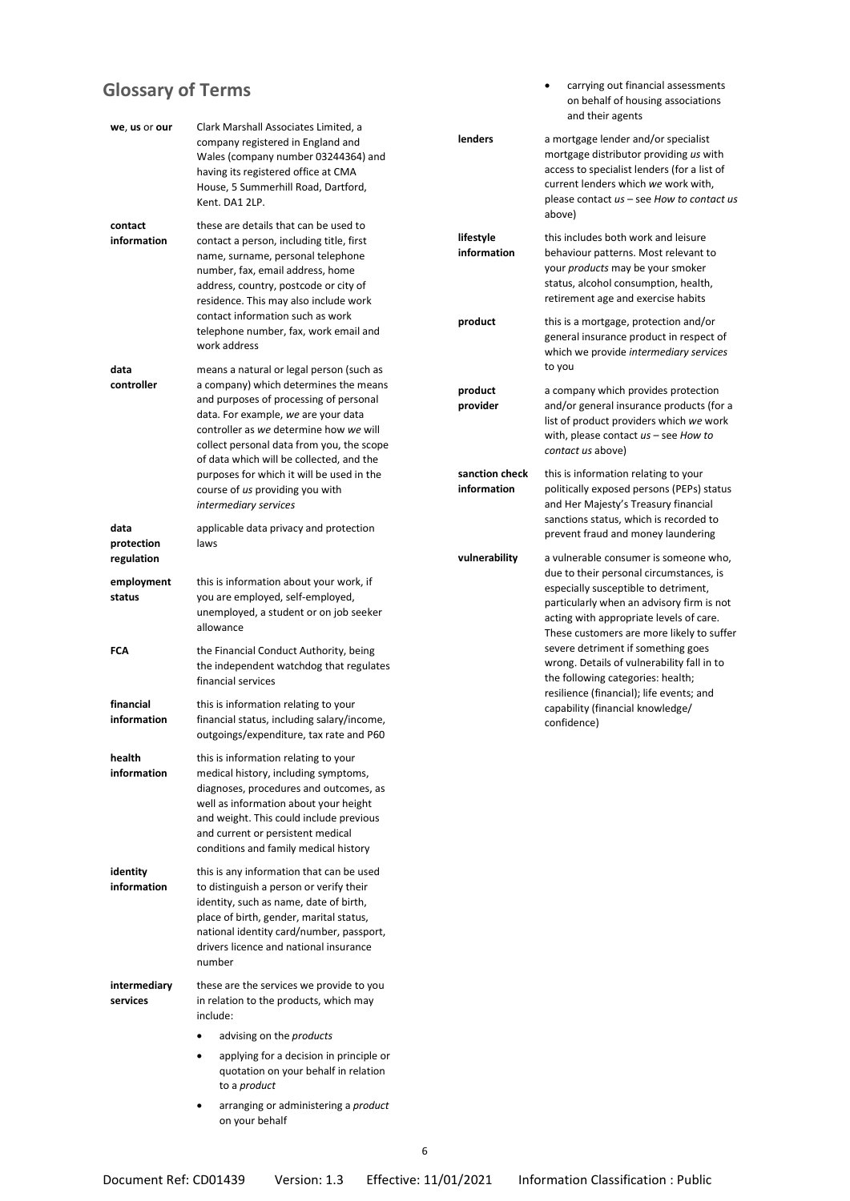## Glossary of Terms

**we**, **us** or **our** — Clark Marshall Associates Limited, a company registered in England and Wales (company number 03244364) and having its registered office at CMA House, 5 Summerhill Road, Dartford, Kent. DA1 2LP.

**contact information** — these are details that can be used to contact a person, including title, first name, surname, personal telephone number, fax, email address, home address, country, postcode or city of residence. This may also include work contact information such as work telephone number, fax, work email and work address

**data controller** — means a natural or legal person (such as a company) which determines the means and purposes of processing of personal data. For example, *we* are your data controller as *we* determine how *we* will collect personal data from you, the scope of data which will be collected, and the purposes for which it will be used in the course of *us* providing you with *intermediary services*

**data protection regulation** — applicable data privacy and protection laws

**employment status** — this is information about your work, if you are employed, self-employed, unemployed, a student or on job seeker allowance

**FCA** — the Financial Conduct Authority, being the independent watchdog that regulates financial services

**financial information** — this is information relating to your financial status, including salary/income, outgoings/expenditure, tax rate and P60

**health information** — this is information relating to your medical history, including symptoms, diagnoses, procedures and outcomes, as well as information about your height and weight. This could include previous and current or persistent medical conditions and family medical history

**identity information** — this is any information that can be used to distinguish a person or verify their identity, such as name, date of birth, place of birth, gender, marital status, national identity card/number, passport, drivers licence and national insurance number

**intermediary services** — these are the services we provide to you in relation to the products, which may include:

- advising on the *products*
- applying for a decision in principle or quotation on your behalf in relation to a *product*
- arranging or administering a *product* on your behalf
- carrying out financial assessments on behalf of housing associations and their agents

**lenders** — a mortgage lender and/or specialist mortgage distributor providing *us* with access to specialist lenders (for a list of current lenders which *we* work with, please contact *us* – see *How to contact us* above)

**lifestyle information** — this includes both work and leisure behaviour patterns. Most relevant to your *products* may be your smoker status, alcohol consumption, health, retirement age and exercise habits

**product** — this is a mortgage, protection and/or general insurance product in respect of which we provide *intermediary services* to you

**product provider** — a company which provides protection and/or general insurance products (for a list of product providers which *we* work with, please contact *us* – see *How to contact us* above)

**sanction check information** — this is information relating to your politically exposed persons (PEPs) status and Her Majesty's Treasury financial sanctions status, which is recorded to prevent fraud and money laundering

**vulnerability** — a vulnerable consumer is someone who, due to their personal circumstances, is especially susceptible to detriment, particularly when an advisory firm is not acting with appropriate levels of care. These customers are more likely to suffer severe detriment if something goes wrong. Details of vulnerability fall in to the following categories: health; resilience (financial); life events; and capability (financial knowledge/ confidence)

Document Ref: CD01439 Version: 1.3 Effective: 11/01/2021 Information Classification : Public